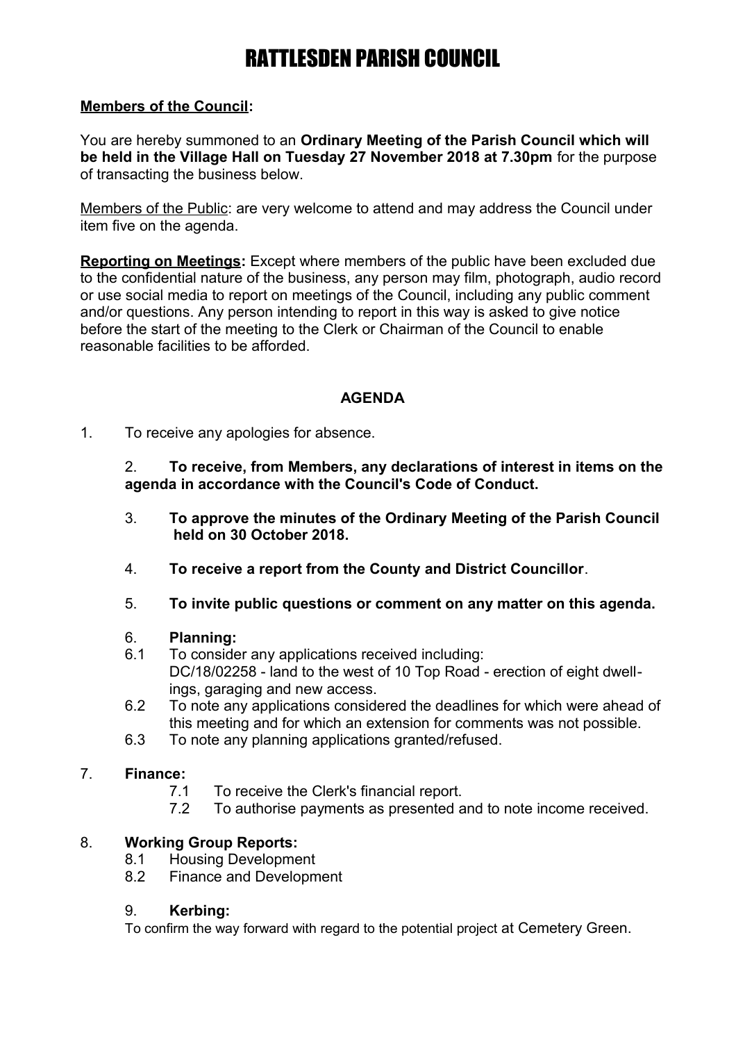# RATTLESDEN PARISH COUNCIL

**Members of the Council:**

You are hereby summoned to an **Ordinary Meeting of the Parish Council which will be held in the Village Hall on Tuesday 27 November 2018 at 7.30pm** for the purpose of transacting the business below.

Members of the Public: are very welcome to attend and may address the Council under item five on the agenda.

**Reporting on Meetings:** Except where members of the public have been excluded due to the confidential nature of the business, any person may film, photograph, audio record or use social media to report on meetings of the Council, including any public comment and/or questions. Any person intending to report in this way is asked to give notice before the start of the meeting to the Clerk or Chairman of the Council to enable reasonable facilities to be afforded.

**AGENDA**

1. To receive any apologies for absence.

2. **To receive, from Members, any declarations of interest in items on the agenda in accordance with the Council's Code of Conduct.**

3. **To approve the minutes of the Ordinary Meeting of the Parish Council held on 30 October 2018.**

4. **To receive a report from the County and District Councillor**.

5. **To invite public questions or comment on any matter on this agenda.**

6. **Planning:**
   - 6.1 To consider any applications received including: DC/18/02258 - land to the west of 10 Top Road - erection of eight dwellings, garaging and new access.
   - 6.2 To note any applications considered the deadlines for which were ahead of this meeting and for which an extension for comments was not possible.
   - 6.3 To note any planning applications granted/refused.

7. **Finance:**
   - 7.1 To receive the Clerk's financial report.
   - 7.2 To authorise payments as presented and to note income received.

8. **Working Group Reports:**
   - 8.1 Housing Development
   - 8.2 Finance and Development

9. **Kerbing:**

   To confirm the way forward with regard to the potential project at Cemetery Green.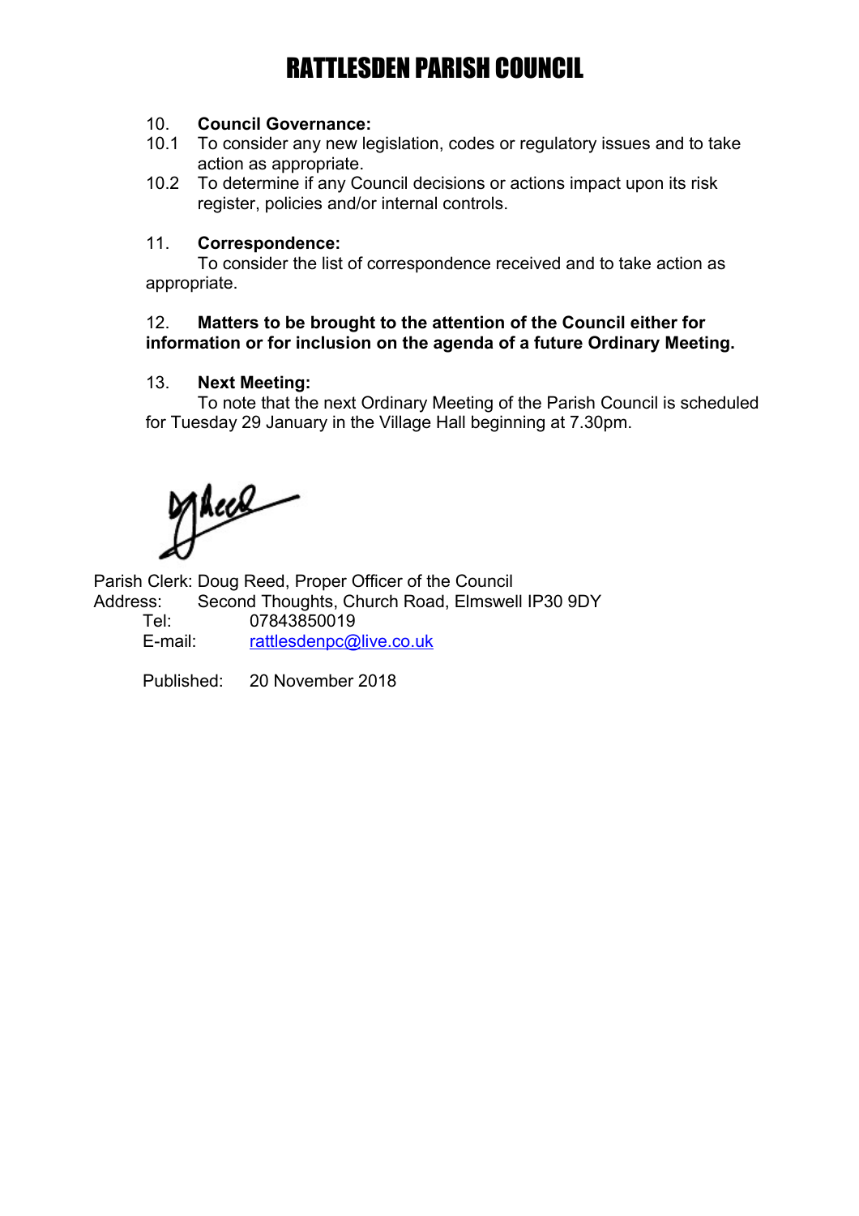# RATTLESDEN PARISH COUNCIL

10. **Council Governance:**

10.1 To consider any new legislation, codes or regulatory issues and to take action as appropriate.

10.2 To determine if any Council decisions or actions impact upon its risk register, policies and/or internal controls.

11. **Correspondence:**

To consider the list of correspondence received and to take action as appropriate.

12. **Matters to be brought to the attention of the Council either for information or for inclusion on the agenda of a future Ordinary Meeting.**

13. **Next Meeting:**

To note that the next Ordinary Meeting of the Parish Council is scheduled for Tuesday 29 January in the Village Hall beginning at 7.30pm.

Parish Clerk: Doug Reed, Proper Officer of the Council
Address: Second Thoughts, Church Road, Elmswell IP30 9DY
Tel: 07843850019
E-mail: rattlesdenpc@live.co.uk

Published: 20 November 2018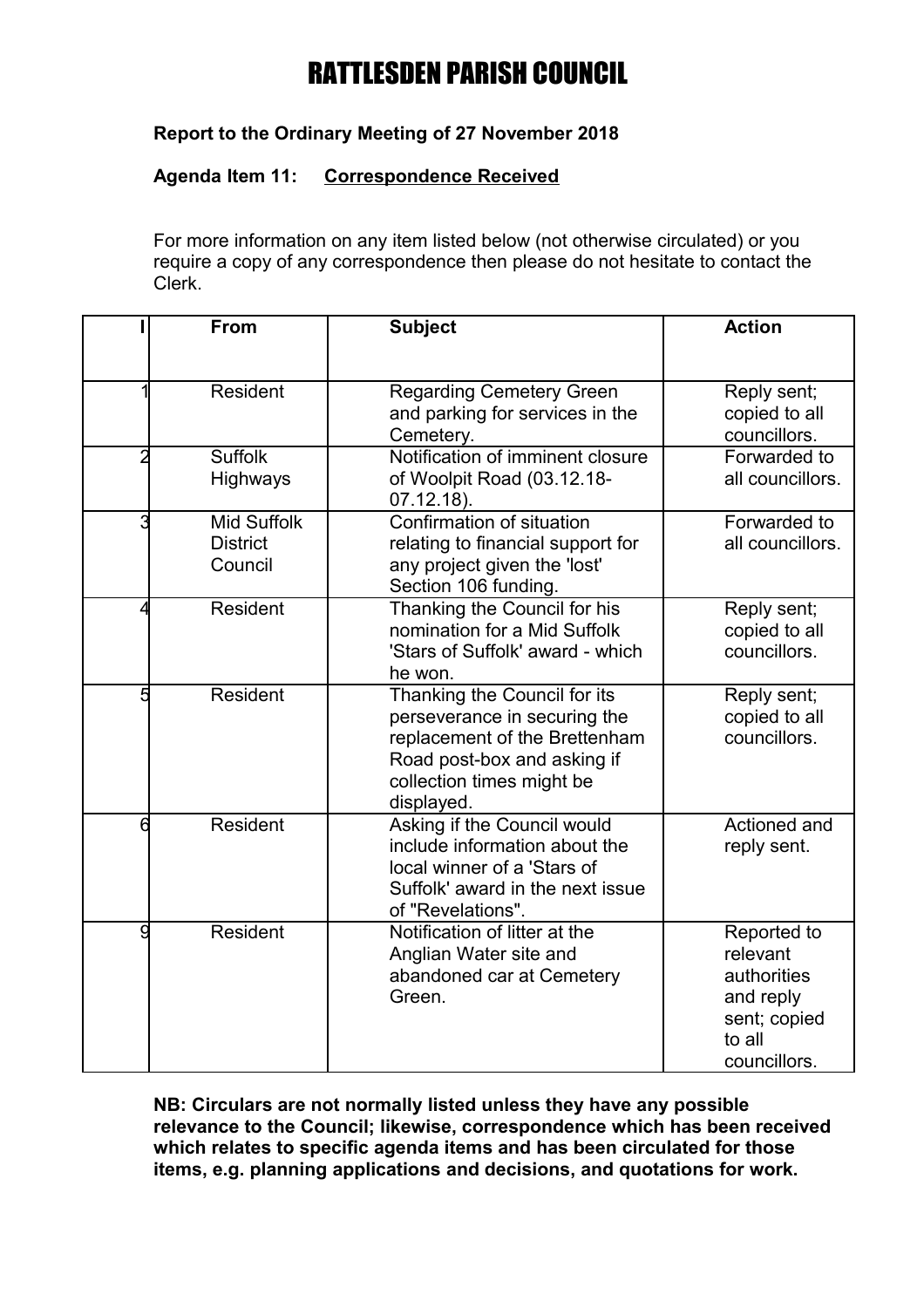# RATTLESDEN PARISH COUNCIL

**Report to the Ordinary Meeting of 27 November 2018**

**Agenda Item 11: Correspondence Received**

For more information on any item listed below (not otherwise circulated) or you require a copy of any correspondence then please do not hesitate to contact the Clerk.

| I | From | Subject | Action |
|---|---|---|---|
| 1 | Resident | Regarding Cemetery Green and parking for services in the Cemetery. | Reply sent; copied to all councillors. |
| 2 | Suffolk Highways | Notification of imminent closure of Woolpit Road (03.12.18-07.12.18). | Forwarded to all councillors. |
| 3 | Mid Suffolk District Council | Confirmation of situation relating to financial support for any project given the 'lost' Section 106 funding. | Forwarded to all councillors. |
| 4 | Resident | Thanking the Council for his nomination for a Mid Suffolk 'Stars of Suffolk' award - which he won. | Reply sent; copied to all councillors. |
| 5 | Resident | Thanking the Council for its perseverance in securing the replacement of the Brettenham Road post-box and asking if collection times might be displayed. | Reply sent; copied to all councillors. |
| 6 | Resident | Asking if the Council would include information about the local winner of a 'Stars of Suffolk' award in the next issue of "Revelations". | Actioned and reply sent. |
| 9 | Resident | Notification of litter at the Anglian Water site and abandoned car at Cemetery Green. | Reported to relevant authorities and reply sent; copied to all councillors. |

**NB: Circulars are not normally listed unless they have any possible relevance to the Council; likewise, correspondence which has been received which relates to specific agenda items and has been circulated for those items, e.g. planning applications and decisions, and quotations for work.**